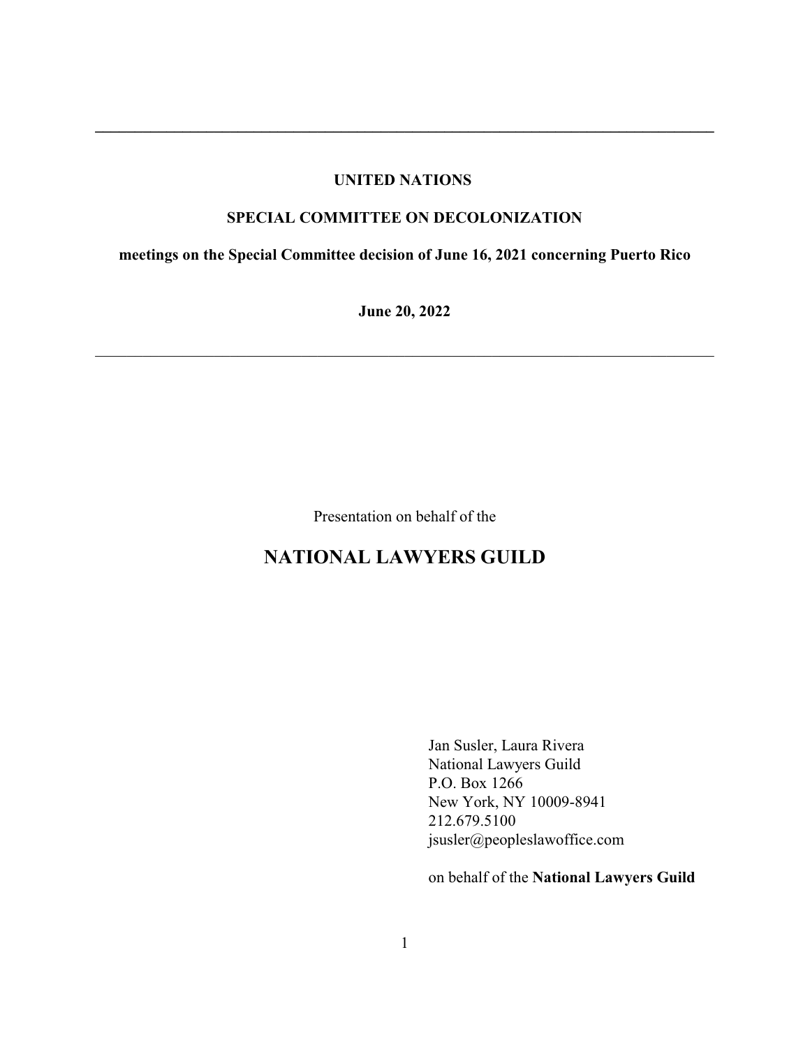---

**UNITED NATIONS**

**SPECIAL COMMITTEE ON DECOLONIZATION**

**meetings on the Special Committee decision of June 16, 2021 concerning Puerto Rico**

**June 20, 2022**

---

Presentation on behalf of the

## NATIONAL LAWYERS GUILD

Jan Susler, Laura Rivera
National Lawyers Guild
P.O. Box 1266
New York, NY 10009-8941
212.679.5100
jsusler@peopleslawoffice.com

on behalf of the **National Lawyers Guild**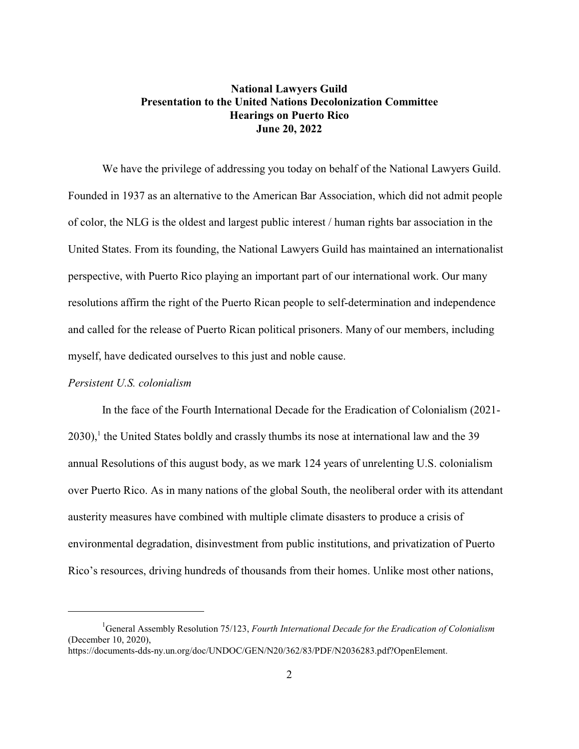**National Lawyers Guild**
**Presentation to the United Nations Decolonization Committee**
**Hearings on Puerto Rico**
**June 20, 2022**

We have the privilege of addressing you today on behalf of the National Lawyers Guild. Founded in 1937 as an alternative to the American Bar Association, which did not admit people of color, the NLG is the oldest and largest public interest / human rights bar association in the United States. From its founding, the National Lawyers Guild has maintained an internationalist perspective, with Puerto Rico playing an important part of our international work. Our many resolutions affirm the right of the Puerto Rican people to self-determination and independence and called for the release of Puerto Rican political prisoners. Many of our members, including myself, have dedicated ourselves to this just and noble cause.

*Persistent U.S. colonialism*

In the face of the Fourth International Decade for the Eradication of Colonialism (2021-2030),[1] the United States boldly and crassly thumbs its nose at international law and the 39 annual Resolutions of this august body, as we mark 124 years of unrelenting U.S. colonialism over Puerto Rico. As in many nations of the global South, the neoliberal order with its attendant austerity measures have combined with multiple climate disasters to produce a crisis of environmental degradation, disinvestment from public institutions, and privatization of Puerto Rico's resources, driving hundreds of thousands from their homes. Unlike most other nations,

[1] General Assembly Resolution 75/123, *Fourth International Decade for the Eradication of Colonialism* (December 10, 2020), https://documents-dds-ny.un.org/doc/UNDOC/GEN/N20/362/83/PDF/N2036283.pdf?OpenElement.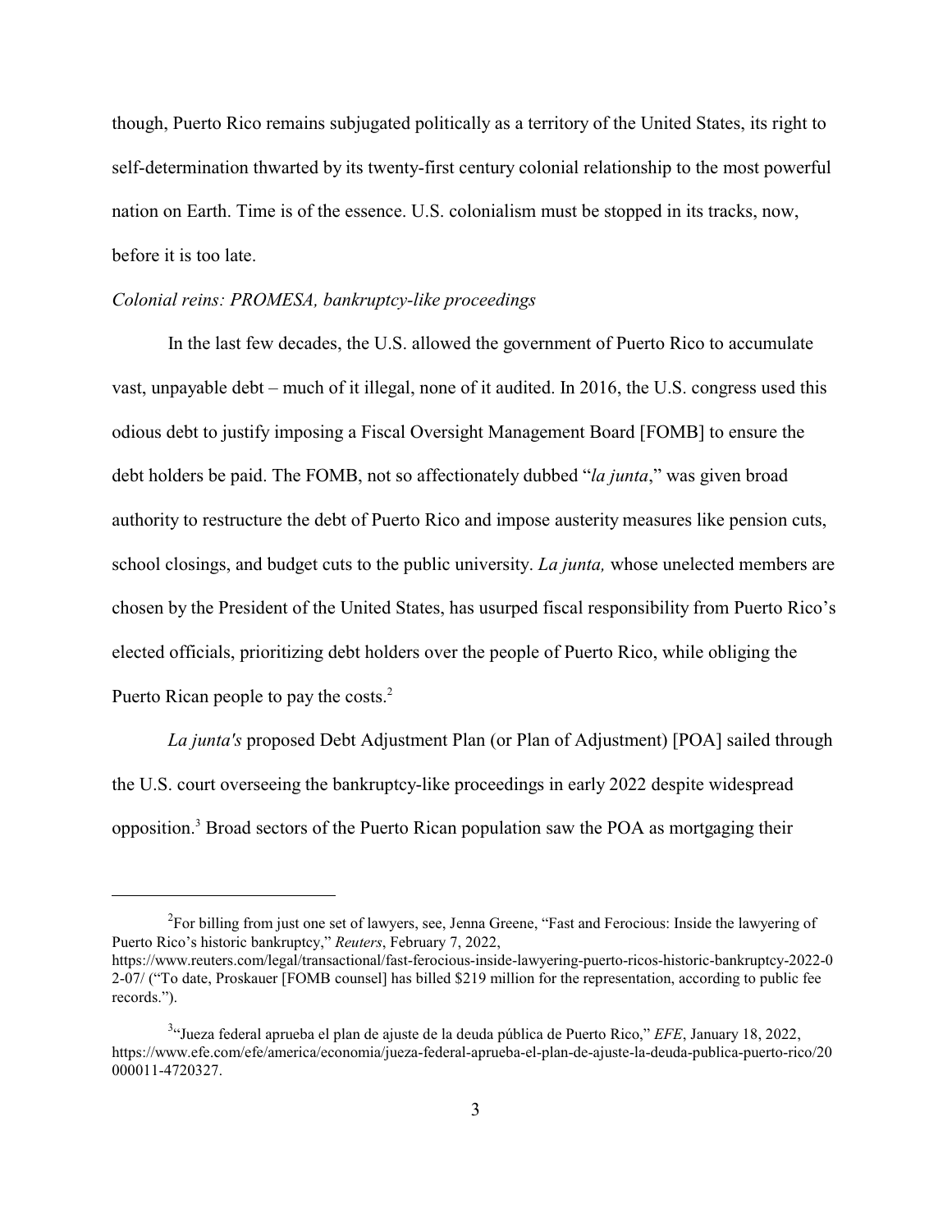though, Puerto Rico remains subjugated politically as a territory of the United States, its right to self-determination thwarted by its twenty-first century colonial relationship to the most powerful nation on Earth. Time is of the essence. U.S. colonialism must be stopped in its tracks, now, before it is too late.

*Colonial reins: PROMESA, bankruptcy-like proceedings*

In the last few decades, the U.S. allowed the government of Puerto Rico to accumulate vast, unpayable debt – much of it illegal, none of it audited. In 2016, the U.S. congress used this odious debt to justify imposing a Fiscal Oversight Management Board [FOMB] to ensure the debt holders be paid. The FOMB, not so affectionately dubbed "*la junta*," was given broad authority to restructure the debt of Puerto Rico and impose austerity measures like pension cuts, school closings, and budget cuts to the public university. *La junta,* whose unelected members are chosen by the President of the United States, has usurped fiscal responsibility from Puerto Rico's elected officials, prioritizing debt holders over the people of Puerto Rico, while obliging the Puerto Rican people to pay the costs.[2]

*La junta's* proposed Debt Adjustment Plan (or Plan of Adjustment) [POA] sailed through the U.S. court overseeing the bankruptcy-like proceedings in early 2022 despite widespread opposition.[3] Broad sectors of the Puerto Rican population saw the POA as mortgaging their

---

[2]For billing from just one set of lawyers, see, Jenna Greene, "Fast and Ferocious: Inside the lawyering of Puerto Rico's historic bankruptcy," *Reuters*, February 7, 2022, https://www.reuters.com/legal/transactional/fast-ferocious-inside-lawyering-puerto-ricos-historic-bankruptcy-2022-02-07/ ("To date, Proskauer [FOMB counsel] has billed $219 million for the representation, according to public fee records.").

[3]"Jueza federal aprueba el plan de ajuste de la deuda pública de Puerto Rico," *EFE*, January 18, 2022, https://www.efe.com/efe/america/economia/jueza-federal-aprueba-el-plan-de-ajuste-la-deuda-publica-puerto-rico/20000011-4720327.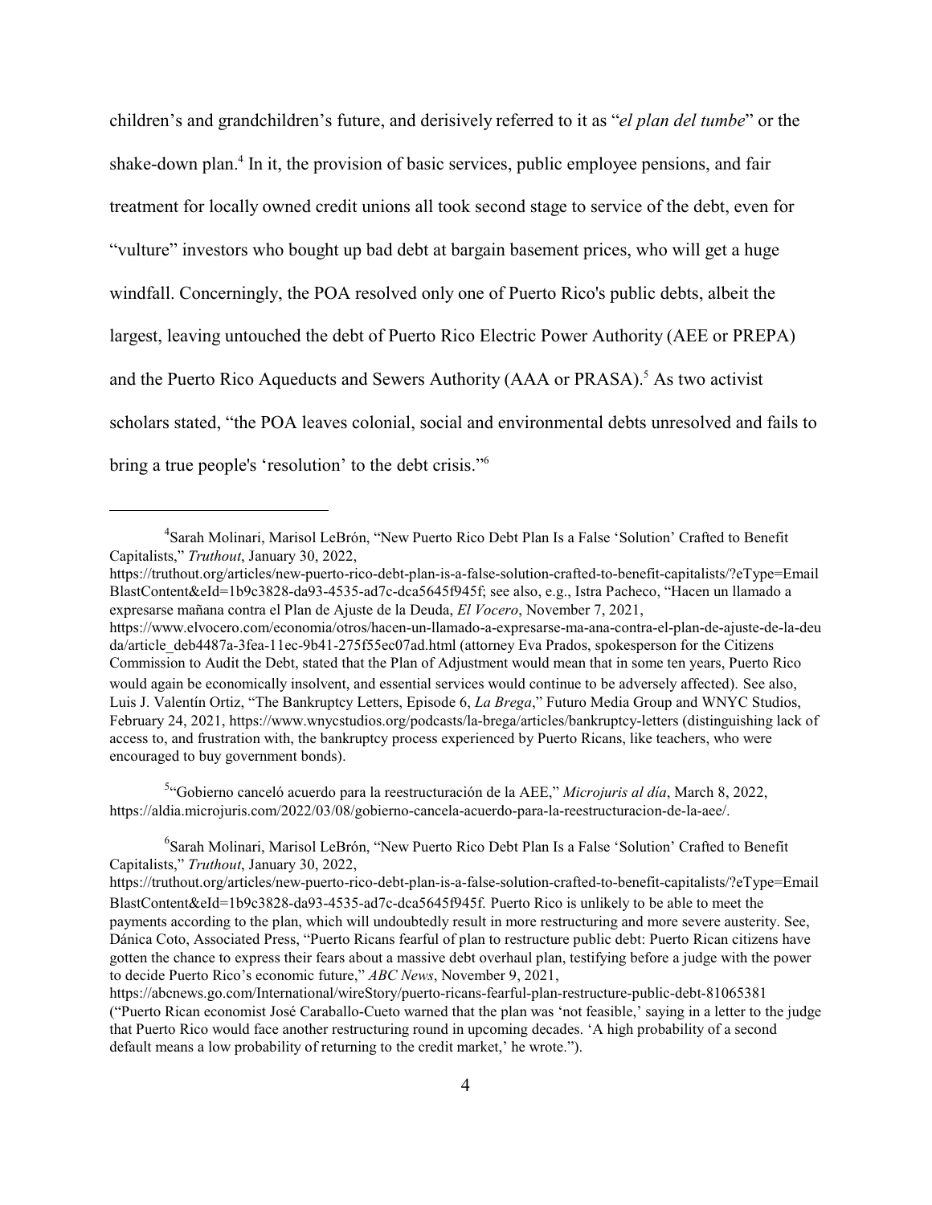children's and grandchildren's future, and derisively referred to it as "*el plan del tumbe*" or the shake-down plan.[4] In it, the provision of basic services, public employee pensions, and fair treatment for locally owned credit unions all took second stage to service of the debt, even for "vulture" investors who bought up bad debt at bargain basement prices, who will get a huge windfall. Concerningly, the POA resolved only one of Puerto Rico's public debts, albeit the largest, leaving untouched the debt of Puerto Rico Electric Power Authority (AEE or PREPA) and the Puerto Rico Aqueducts and Sewers Authority (AAA or PRASA).[5] As two activist scholars stated, "the POA leaves colonial, social and environmental debts unresolved and fails to bring a true people's 'resolution' to the debt crisis."[6]

---

[4] Sarah Molinari, Marisol LeBrón, "New Puerto Rico Debt Plan Is a False 'Solution' Crafted to Benefit Capitalists," *Truthout*, January 30, 2022, https://truthout.org/articles/new-puerto-rico-debt-plan-is-a-false-solution-crafted-to-benefit-capitalists/?eType=EmailBlastContent&eId=1b9c3828-da93-4535-ad7c-dca5645f945f; see also, e.g., Istra Pacheco, "Hacen un llamado a expresarse mañana contra el Plan de Ajuste de la Deuda, *El Vocero*, November 7, 2021, https://www.elvocero.com/economia/otros/hacen-un-llamado-a-expresarse-ma-ana-contra-el-plan-de-ajuste-de-la-deuda/article_deb4487a-3fea-11ec-9b41-275f55ec07ad.html (attorney Eva Prados, spokesperson for the Citizens Commission to Audit the Debt, stated that the Plan of Adjustment would mean that in some ten years, Puerto Rico would again be economically insolvent, and essential services would continue to be adversely affected). See also, Luis J. Valentín Ortiz, "The Bankruptcy Letters, Episode 6, *La Brega*," Futuro Media Group and WNYC Studios, February 24, 2021, https://www.wnycstudios.org/podcasts/la-brega/articles/bankruptcy-letters (distinguishing lack of access to, and frustration with, the bankruptcy process experienced by Puerto Ricans, like teachers, who were encouraged to buy government bonds).

[5] "Gobierno canceló acuerdo para la reestructuración de la AEE," *Microjuris al día*, March 8, 2022, https://aldia.microjuris.com/2022/03/08/gobierno-cancela-acuerdo-para-la-reestructuracion-de-la-aee/.

[6] Sarah Molinari, Marisol LeBrón, "New Puerto Rico Debt Plan Is a False 'Solution' Crafted to Benefit Capitalists," *Truthout*, January 30, 2022, https://truthout.org/articles/new-puerto-rico-debt-plan-is-a-false-solution-crafted-to-benefit-capitalists/?eType=EmailBlastContent&eId=1b9c3828-da93-4535-ad7c-dca5645f945f. Puerto Rico is unlikely to be able to meet the payments according to the plan, which will undoubtedly result in more restructuring and more severe austerity. See, Dánica Coto, Associated Press, "Puerto Ricans fearful of plan to restructure public debt: Puerto Rican citizens have gotten the chance to express their fears about a massive debt overhaul plan, testifying before a judge with the power to decide Puerto Rico's economic future," *ABC News*, November 9, 2021, https://abcnews.go.com/International/wireStory/puerto-ricans-fearful-plan-restructure-public-debt-81065381 ("Puerto Rican economist José Caraballo-Cueto warned that the plan was 'not feasible,' saying in a letter to the judge that Puerto Rico would face another restructuring round in upcoming decades. 'A high probability of a second default means a low probability of returning to the credit market,' he wrote.").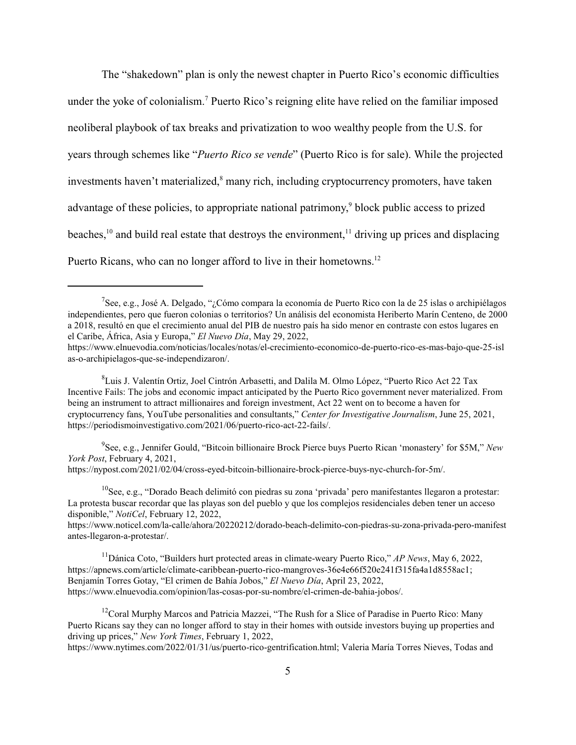The "shakedown" plan is only the newest chapter in Puerto Rico's economic difficulties under the yoke of colonialism.[7] Puerto Rico's reigning elite have relied on the familiar imposed neoliberal playbook of tax breaks and privatization to woo wealthy people from the U.S. for years through schemes like "*Puerto Rico se vende*" (Puerto Rico is for sale). While the projected investments haven't materialized,[8] many rich, including cryptocurrency promoters, have taken advantage of these policies, to appropriate national patrimony,[9] block public access to prized beaches,[10] and build real estate that destroys the environment,[11] driving up prices and displacing Puerto Ricans, who can no longer afford to live in their hometowns.[12]

---

[7]See, e.g., José A. Delgado, "¿Cómo compara la economía de Puerto Rico con la de 25 islas o archipiélagos independientes, pero que fueron colonias o territorios? Un análisis del economista Heriberto Marín Centeno, de 2000 a 2018, resultó en que el crecimiento anual del PIB de nuestro país ha sido menor en contraste con estos lugares en el Caribe, África, Asia y Europa," *El Nuevo Día*, May 29, 2022, https://www.elnuevodia.com/noticias/locales/notas/el-crecimiento-economico-de-puerto-rico-es-mas-bajo-que-25-islas-o-archipielagos-que-se-independizaron/.

[8]Luis J. Valentín Ortiz, Joel Cintrón Arbasetti, and Dalila M. Olmo López, "Puerto Rico Act 22 Tax Incentive Fails: The jobs and economic impact anticipated by the Puerto Rico government never materialized. From being an instrument to attract millionaires and foreign investment, Act 22 went on to become a haven for cryptocurrency fans, YouTube personalities and consultants," *Center for Investigative Journalism*, June 25, 2021, https://periodismoinvestigativo.com/2021/06/puerto-rico-act-22-fails/.

[9]See, e.g., Jennifer Gould, "Bitcoin billionaire Brock Pierce buys Puerto Rican 'monastery' for $5M," *New York Post*, February 4, 2021, https://nypost.com/2021/02/04/cross-eyed-bitcoin-billionaire-brock-pierce-buys-nyc-church-for-5m/.

[10]See, e.g., "Dorado Beach delimitó con piedras su zona 'privada' pero manifestantes llegaron a protestar: La protesta buscar recordar que las playas son del pueblo y que los complejos residenciales deben tener un acceso disponible," *NotiCel*, February 12, 2022, https://www.noticel.com/la-calle/ahora/20220212/dorado-beach-delimito-con-piedras-su-zona-privada-pero-manifestantes-llegaron-a-protestar/.

[11]Dánica Coto, "Builders hurt protected areas in climate-weary Puerto Rico," *AP News*, May 6, 2022, https://apnews.com/article/climate-caribbean-puerto-rico-mangroves-36e4e66f520e241f315fa4a1d8558ac1; Benjamín Torres Gotay, "El crimen de Bahía Jobos," *El Nuevo Día*, April 23, 2022, https://www.elnuevodia.com/opinion/las-cosas-por-su-nombre/el-crimen-de-bahia-jobos/.

[12]Coral Murphy Marcos and Patricia Mazzei, "The Rush for a Slice of Paradise in Puerto Rico: Many Puerto Ricans say they can no longer afford to stay in their homes with outside investors buying up properties and driving up prices," *New York Times*, February 1, 2022, https://www.nytimes.com/2022/01/31/us/puerto-rico-gentrification.html; Valeria María Torres Nieves, Todas and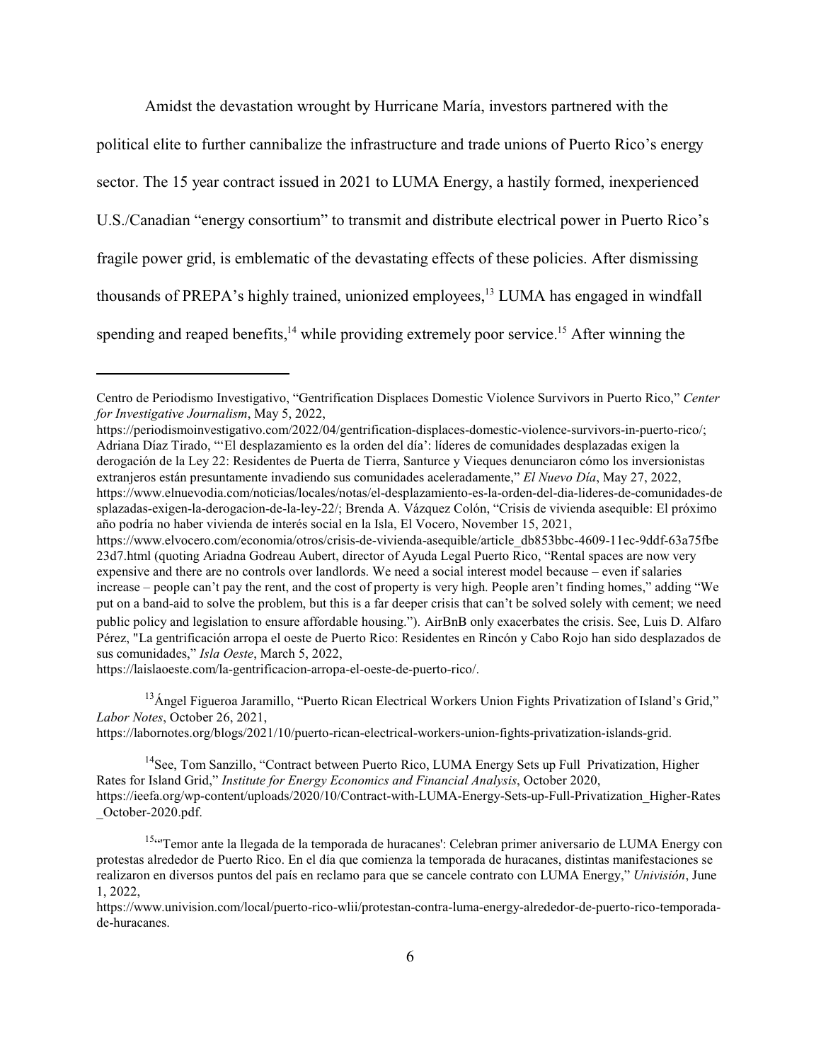Amidst the devastation wrought by Hurricane María, investors partnered with the political elite to further cannibalize the infrastructure and trade unions of Puerto Rico's energy sector. The 15 year contract issued in 2021 to LUMA Energy, a hastily formed, inexperienced U.S./Canadian "energy consortium" to transmit and distribute electrical power in Puerto Rico's fragile power grid, is emblematic of the devastating effects of these policies. After dismissing thousands of PREPA's highly trained, unionized employees,[13] LUMA has engaged in windfall spending and reaped benefits,[14] while providing extremely poor service.[15] After winning the

---

Centro de Periodismo Investigativo, "Gentrification Displaces Domestic Violence Survivors in Puerto Rico," *Center for Investigative Journalism*, May 5, 2022, https://periodismoinvestigativo.com/2022/04/gentrification-displaces-domestic-violence-survivors-in-puerto-rico/; Adriana Díaz Tirado, "'El desplazamiento es la orden del día': líderes de comunidades desplazadas exigen la derogación de la Ley 22: Residentes de Puerta de Tierra, Santurce y Vieques denunciaron cómo los inversionistas extranjeros están presuntamente invadiendo sus comunidades aceleradamente," *El Nuevo Día*, May 27, 2022, https://www.elnuevodia.com/noticias/locales/notas/el-desplazamiento-es-la-orden-del-dia-lideres-de-comunidades-desplazadas-exigen-la-derogacion-de-la-ley-22/; Brenda A. Vázquez Colón, "Crisis de vivienda asequible: El próximo año podría no haber vivienda de interés social en la Isla, El Vocero, November 15, 2021, https://www.elvocero.com/economia/otros/crisis-de-vivienda-asequible/article_db853bbc-4609-11ec-9ddf-63a75fbe23d7.html (quoting Ariadna Godreau Aubert, director of Ayuda Legal Puerto Rico, "Rental spaces are now very expensive and there are no controls over landlords. We need a social interest model because – even if salaries increase – people can't pay the rent, and the cost of property is very high. People aren't finding homes," adding "We put on a band-aid to solve the problem, but this is a far deeper crisis that can't be solved solely with cement; we need public policy and legislation to ensure affordable housing."). AirBnB only exacerbates the crisis. See, Luis D. Alfaro Pérez, "La gentrificación arropa el oeste de Puerto Rico: Residentes en Rincón y Cabo Rojo han sido desplazados de sus comunidades," *Isla Oeste*, March 5, 2022, https://laislaoeste.com/la-gentrificacion-arropa-el-oeste-de-puerto-rico/.

[13] Ángel Figueroa Jaramillo, "Puerto Rican Electrical Workers Union Fights Privatization of Island's Grid," *Labor Notes*, October 26, 2021, https://labornotes.org/blogs/2021/10/puerto-rican-electrical-workers-union-fights-privatization-islands-grid.

[14] See, Tom Sanzillo, "Contract between Puerto Rico, LUMA Energy Sets up Full Privatization, Higher Rates for Island Grid," *Institute for Energy Economics and Financial Analysis*, October 2020, https://ieefa.org/wp-content/uploads/2020/10/Contract-with-LUMA-Energy-Sets-up-Full-Privatization_Higher-Rates_October-2020.pdf.

[15] "'Temor ante la llegada de la temporada de huracanes': Celebran primer aniversario de LUMA Energy con protestas alrededor de Puerto Rico. En el día que comienza la temporada de huracanes, distintas manifestaciones se realizaron en diversos puntos del país en reclamo para que se cancele contrato con LUMA Energy," *Univisión*, June 1, 2022, https://www.univision.com/local/puerto-rico-wlii/protestan-contra-luma-energy-alrededor-de-puerto-rico-temporada-de-huracanes.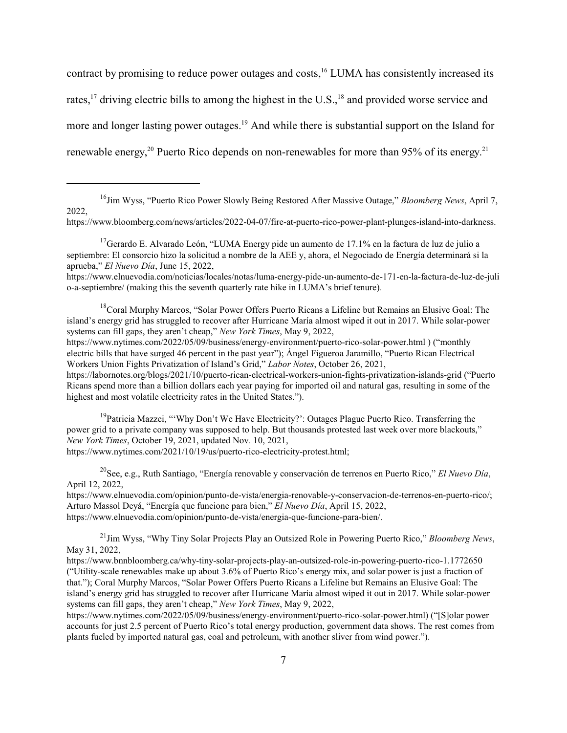contract by promising to reduce power outages and costs,[16] LUMA has consistently increased its rates,[17] driving electric bills to among the highest in the U.S.,[18] and provided worse service and more and longer lasting power outages.[19] And while there is substantial support on the Island for renewable energy,[20] Puerto Rico depends on non-renewables for more than 95% of its energy.[21]

---

[16] Jim Wyss, "Puerto Rico Power Slowly Being Restored After Massive Outage," *Bloomberg News*, April 7, 2022, https://www.bloomberg.com/news/articles/2022-04-07/fire-at-puerto-rico-power-plant-plunges-island-into-darkness.

[17] Gerardo E. Alvarado León, "LUMA Energy pide un aumento de 17.1% en la factura de luz de julio a septiembre: El consorcio hizo la solicitud a nombre de la AEE y, ahora, el Negociado de Energía determinará si la aprueba," *El Nuevo Día*, June 15, 2022, https://www.elnuevodia.com/noticias/locales/notas/luma-energy-pide-un-aumento-de-171-en-la-factura-de-luz-de-julio-a-septiembre/ (making this the seventh quarterly rate hike in LUMA's brief tenure).

[18] Coral Murphy Marcos, "Solar Power Offers Puerto Ricans a Lifeline but Remains an Elusive Goal: The island's energy grid has struggled to recover after Hurricane María almost wiped it out in 2017. While solar-power systems can fill gaps, they aren't cheap," *New York Times*, May 9, 2022, https://www.nytimes.com/2022/05/09/business/energy-environment/puerto-rico-solar-power.html ) ("monthly electric bills that have surged 46 percent in the past year"); Ángel Figueroa Jaramillo, "Puerto Rican Electrical Workers Union Fights Privatization of Island's Grid," *Labor Notes*, October 26, 2021, https://labornotes.org/blogs/2021/10/puerto-rican-electrical-workers-union-fights-privatization-islands-grid ("Puerto Ricans spend more than a billion dollars each year paying for imported oil and natural gas, resulting in some of the highest and most volatile electricity rates in the United States.").

[19] Patricia Mazzei, "'Why Don't We Have Electricity?': Outages Plague Puerto Rico. Transferring the power grid to a private company was supposed to help. But thousands protested last week over more blackouts," *New York Times*, October 19, 2021, updated Nov. 10, 2021, https://www.nytimes.com/2021/10/19/us/puerto-rico-electricity-protest.html;

[20] See, e.g., Ruth Santiago, "Energía renovable y conservación de terrenos en Puerto Rico," *El Nuevo Día*, April 12, 2022, https://www.elnuevodia.com/opinion/punto-de-vista/energia-renovable-y-conservacion-de-terrenos-en-puerto-rico/; Arturo Massol Deyá, "Energía que funcione para bien," *El Nuevo Día*, April 15, 2022, https://www.elnuevodia.com/opinion/punto-de-vista/energia-que-funcione-para-bien/.

[21] Jim Wyss, "Why Tiny Solar Projects Play an Outsized Role in Powering Puerto Rico," *Bloomberg News*, May 31, 2022, https://www.bnnbloomberg.ca/why-tiny-solar-projects-play-an-outsized-role-in-powering-puerto-rico-1.1772650 ("Utility-scale renewables make up about 3.6% of Puerto Rico's energy mix, and solar power is just a fraction of that."); Coral Murphy Marcos, "Solar Power Offers Puerto Ricans a Lifeline but Remains an Elusive Goal: The island's energy grid has struggled to recover after Hurricane María almost wiped it out in 2017. While solar-power systems can fill gaps, they aren't cheap," *New York Times*, May 9, 2022, https://www.nytimes.com/2022/05/09/business/energy-environment/puerto-rico-solar-power.html) ("[S]olar power accounts for just 2.5 percent of Puerto Rico's total energy production, government data shows. The rest comes from plants fueled by imported natural gas, coal and petroleum, with another sliver from wind power.").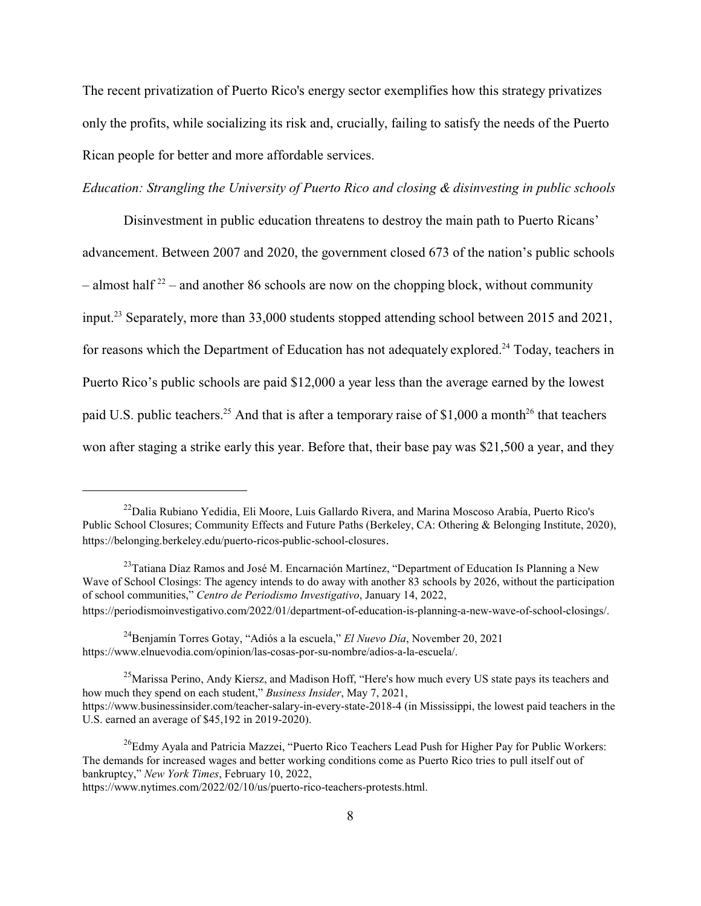The recent privatization of Puerto Rico's energy sector exemplifies how this strategy privatizes only the profits, while socializing its risk and, crucially, failing to satisfy the needs of the Puerto Rican people for better and more affordable services.

*Education: Strangling the University of Puerto Rico and closing & disinvesting in public schools*

Disinvestment in public education threatens to destroy the main path to Puerto Ricans' advancement. Between 2007 and 2020, the government closed 673 of the nation's public schools – almost half [22] – and another 86 schools are now on the chopping block, without community input.[23] Separately, more than 33,000 students stopped attending school between 2015 and 2021, for reasons which the Department of Education has not adequately explored.[24] Today, teachers in Puerto Rico's public schools are paid $12,000 a year less than the average earned by the lowest paid U.S. public teachers.[25] And that is after a temporary raise of $1,000 a month[26] that teachers won after staging a strike early this year. Before that, their base pay was $21,500 a year, and they

---

[22] Dalia Rubiano Yedidia, Eli Moore, Luis Gallardo Rivera, and Marina Moscoso Arabía, Puerto Rico's Public School Closures; Community Effects and Future Paths (Berkeley, CA: Othering & Belonging Institute, 2020), https://belonging.berkeley.edu/puerto-ricos-public-school-closures.

[23] Tatiana Díaz Ramos and José M. Encarnación Martínez, "Department of Education Is Planning a New Wave of School Closings: The agency intends to do away with another 83 schools by 2026, without the participation of school communities," *Centro de Periodismo Investigativo*, January 14, 2022, https://periodismoinvestigativo.com/2022/01/department-of-education-is-planning-a-new-wave-of-school-closings/.

[24] Benjamín Torres Gotay, "Adiós a la escuela," *El Nuevo Día*, November 20, 2021 https://www.elnuevodia.com/opinion/las-cosas-por-su-nombre/adios-a-la-escuela/.

[25] Marissa Perino, Andy Kiersz, and Madison Hoff, "Here's how much every US state pays its teachers and how much they spend on each student," *Business Insider*, May 7, 2021, https://www.businessinsider.com/teacher-salary-in-every-state-2018-4 (in Mississippi, the lowest paid teachers in the U.S. earned an average of $45,192 in 2019-2020).

[26] Edmy Ayala and Patricia Mazzei, "Puerto Rico Teachers Lead Push for Higher Pay for Public Workers: The demands for increased wages and better working conditions come as Puerto Rico tries to pull itself out of bankruptcy," *New York Times*, February 10, 2022, https://www.nytimes.com/2022/02/10/us/puerto-rico-teachers-protests.html.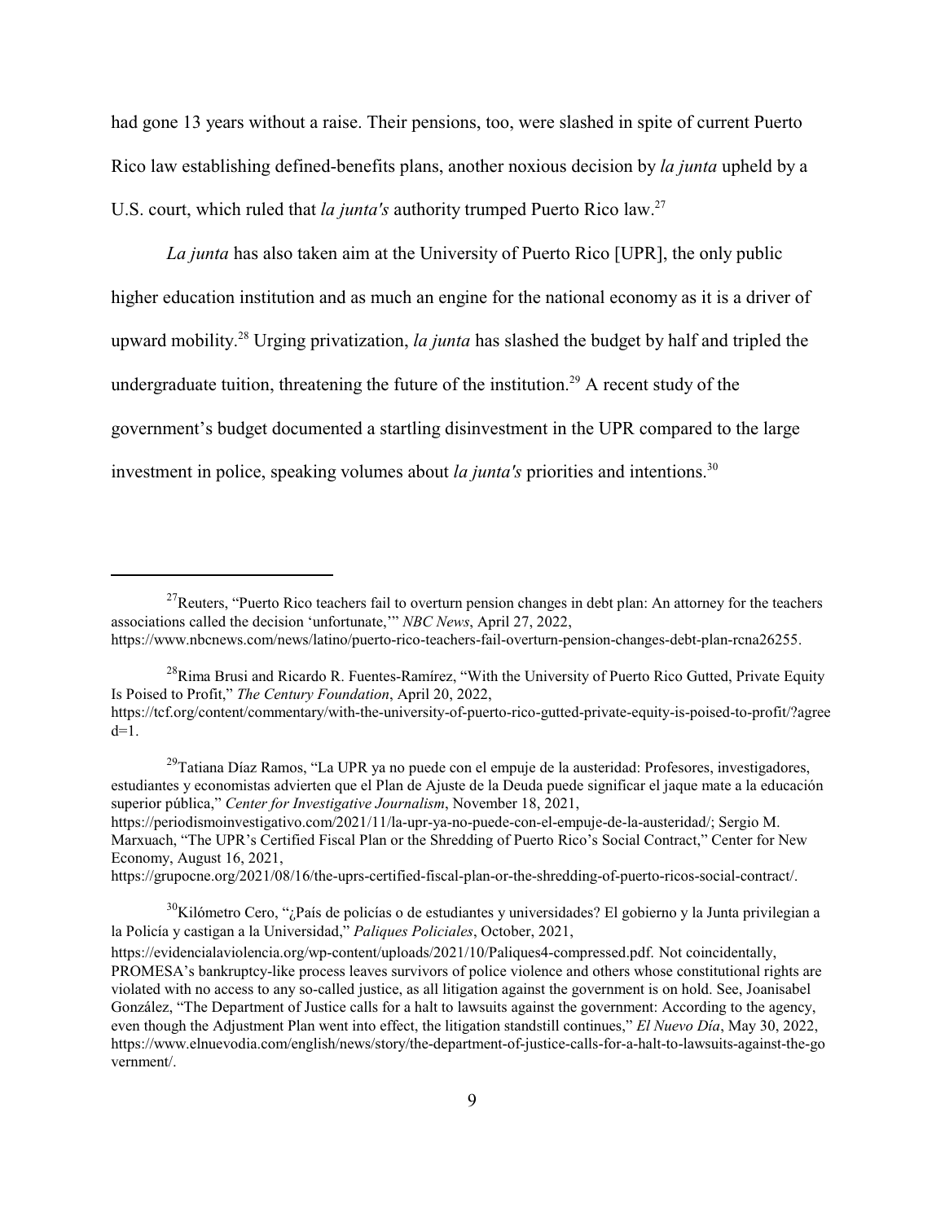had gone 13 years without a raise. Their pensions, too, were slashed in spite of current Puerto Rico law establishing defined-benefits plans, another noxious decision by *la junta* upheld by a U.S. court, which ruled that *la junta's* authority trumped Puerto Rico law.[27]

*La junta* has also taken aim at the University of Puerto Rico [UPR], the only public higher education institution and as much an engine for the national economy as it is a driver of upward mobility.[28] Urging privatization, *la junta* has slashed the budget by half and tripled the undergraduate tuition, threatening the future of the institution.[29] A recent study of the government's budget documented a startling disinvestment in the UPR compared to the large investment in police, speaking volumes about *la junta's* priorities and intentions.[30]

---

[27] Reuters, "Puerto Rico teachers fail to overturn pension changes in debt plan: An attorney for the teachers associations called the decision 'unfortunate,'" *NBC News*, April 27, 2022, https://www.nbcnews.com/news/latino/puerto-rico-teachers-fail-overturn-pension-changes-debt-plan-rcna26255.

[28] Rima Brusi and Ricardo R. Fuentes-Ramírez, "With the University of Puerto Rico Gutted, Private Equity Is Poised to Profit," *The Century Foundation*, April 20, 2022, https://tcf.org/content/commentary/with-the-university-of-puerto-rico-gutted-private-equity-is-poised-to-profit/?agreed=1.

[29] Tatiana Díaz Ramos, "La UPR ya no puede con el empuje de la austeridad: Profesores, investigadores, estudiantes y economistas advierten que el Plan de Ajuste de la Deuda puede significar el jaque mate a la educación superior pública," *Center for Investigative Journalism*, November 18, 2021, https://periodismoinvestigativo.com/2021/11/la-upr-ya-no-puede-con-el-empuje-de-la-austeridad/; Sergio M. Marxuach, "The UPR's Certified Fiscal Plan or the Shredding of Puerto Rico's Social Contract," Center for New Economy, August 16, 2021, https://grupocne.org/2021/08/16/the-uprs-certified-fiscal-plan-or-the-shredding-of-puerto-ricos-social-contract/.

[30] Kilómetro Cero, "¿País de policías o de estudiantes y universidades? El gobierno y la Junta privilegian a la Policía y castigan a la Universidad," *Paliques Policiales*, October, 2021, https://evidencialaviolencia.org/wp-content/uploads/2021/10/Paliques4-compressed.pdf. Not coincidentally, PROMESA's bankruptcy-like process leaves survivors of police violence and others whose constitutional rights are violated with no access to any so-called justice, as all litigation against the government is on hold. See, Joanisabel González, "The Department of Justice calls for a halt to lawsuits against the government: According to the agency, even though the Adjustment Plan went into effect, the litigation standstill continues," *El Nuevo Día*, May 30, 2022, https://www.elnuevodia.com/english/news/story/the-department-of-justice-calls-for-a-halt-to-lawsuits-against-the-government/.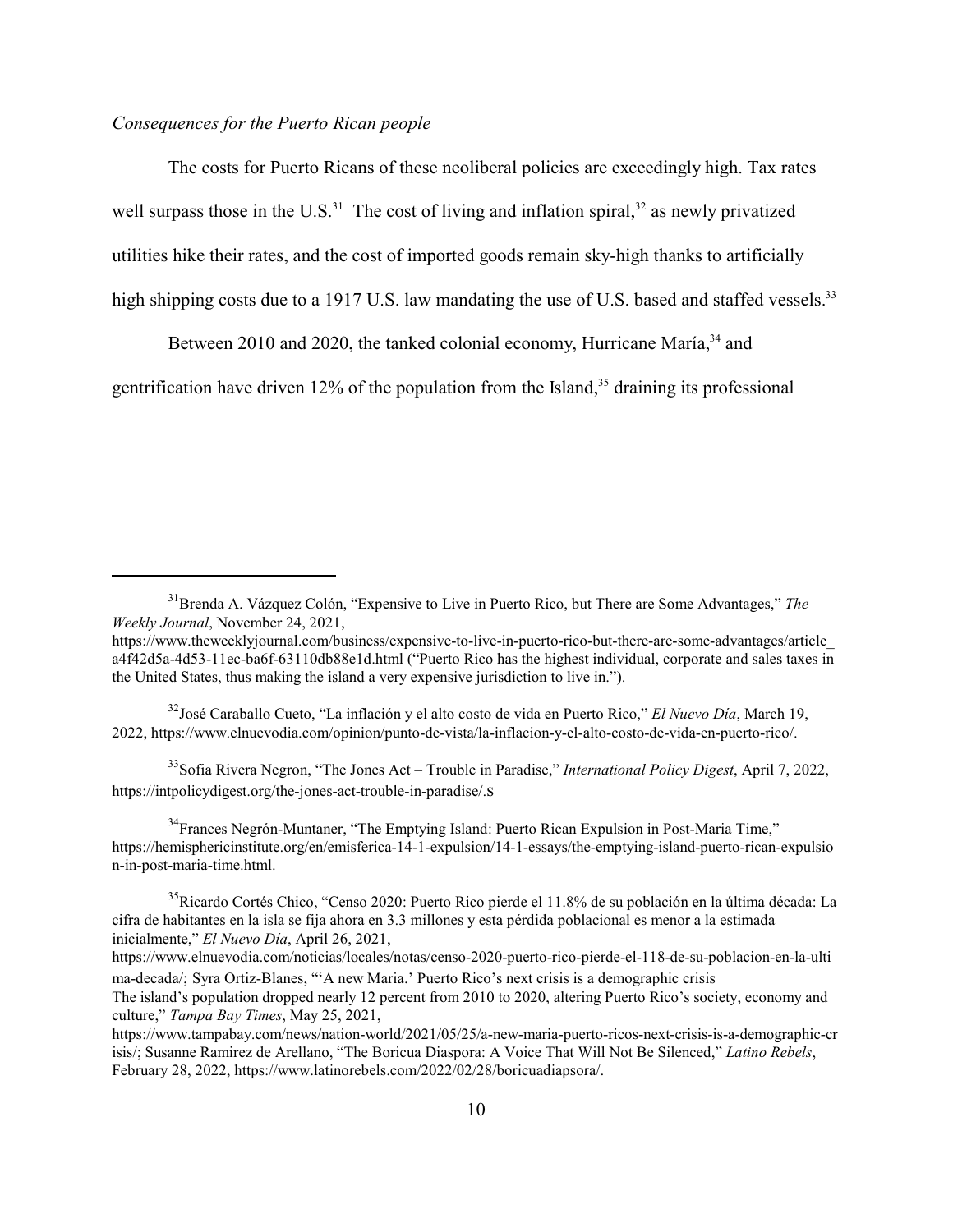*Consequences for the Puerto Rican people*

The costs for Puerto Ricans of these neoliberal policies are exceedingly high. Tax rates well surpass those in the U.S.[31] The cost of living and inflation spiral,[32] as newly privatized utilities hike their rates, and the cost of imported goods remain sky-high thanks to artificially high shipping costs due to a 1917 U.S. law mandating the use of U.S. based and staffed vessels.[33]

Between 2010 and 2020, the tanked colonial economy, Hurricane María,[34] and gentrification have driven 12% of the population from the Island,[35] draining its professional

---

[31] Brenda A. Vázquez Colón, "Expensive to Live in Puerto Rico, but There are Some Advantages," *The Weekly Journal*, November 24, 2021, https://www.theweeklyjournal.com/business/expensive-to-live-in-puerto-rico-but-there-are-some-advantages/article_a4f42d5a-4d53-11ec-ba6f-63110db88e1d.html ("Puerto Rico has the highest individual, corporate and sales taxes in the United States, thus making the island a very expensive jurisdiction to live in.").

[32] José Caraballo Cueto, "La inflación y el alto costo de vida en Puerto Rico," *El Nuevo Día*, March 19, 2022, https://www.elnuevodia.com/opinion/punto-de-vista/la-inflacion-y-el-alto-costo-de-vida-en-puerto-rico/.

[33] Sofia Rivera Negron, "The Jones Act – Trouble in Paradise," *International Policy Digest*, April 7, 2022, https://intpolicydigest.org/the-jones-act-trouble-in-paradise/.s

[34] Frances Negrón-Muntaner, "The Emptying Island: Puerto Rican Expulsion in Post-Maria Time," https://hemisphericinstitute.org/en/emisferica-14-1-expulsion/14-1-essays/the-emptying-island-puerto-rican-expulsion-in-post-maria-time.html.

[35] Ricardo Cortés Chico, "Censo 2020: Puerto Rico pierde el 11.8% de su población en la última década: La cifra de habitantes en la isla se fija ahora en 3.3 millones y esta pérdida poblacional es menor a la estimada inicialmente," *El Nuevo Día*, April 26, 2021, https://www.elnuevodia.com/noticias/locales/notas/censo-2020-puerto-rico-pierde-el-118-de-su-poblacion-en-la-ultima-decada/; Syra Ortiz-Blanes, "'A new Maria.' Puerto Rico's next crisis is a demographic crisis The island's population dropped nearly 12 percent from 2010 to 2020, altering Puerto Rico's society, economy and culture," *Tampa Bay Times*, May 25, 2021, https://www.tampabay.com/news/nation-world/2021/05/25/a-new-maria-puerto-ricos-next-crisis-is-a-demographic-crisis/; Susanne Ramirez de Arellano, "The Boricua Diaspora: A Voice That Will Not Be Silenced," *Latino Rebels*, February 28, 2022, https://www.latinorebels.com/2022/02/28/boricuadiapsora/.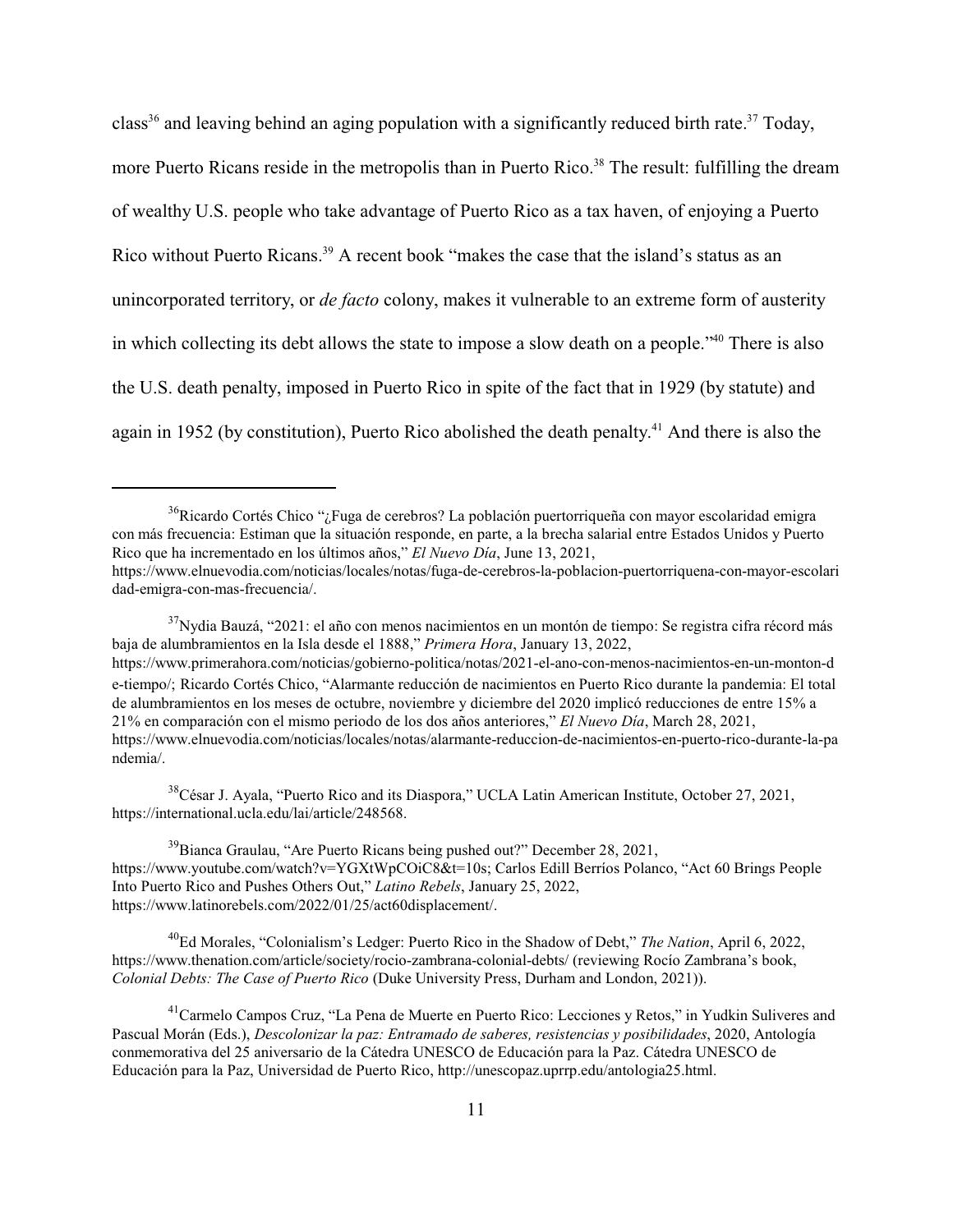class[36] and leaving behind an aging population with a significantly reduced birth rate.[37] Today, more Puerto Ricans reside in the metropolis than in Puerto Rico.[38] The result: fulfilling the dream of wealthy U.S. people who take advantage of Puerto Rico as a tax haven, of enjoying a Puerto Rico without Puerto Ricans.[39] A recent book "makes the case that the island's status as an unincorporated territory, or *de facto* colony, makes it vulnerable to an extreme form of austerity in which collecting its debt allows the state to impose a slow death on a people."[40] There is also the U.S. death penalty, imposed in Puerto Rico in spite of the fact that in 1929 (by statute) and again in 1952 (by constitution), Puerto Rico abolished the death penalty.[41] And there is also the

---

[36] Ricardo Cortés Chico "¿Fuga de cerebros? La población puertorriqueña con mayor escolaridad emigra con más frecuencia: Estiman que la situación responde, en parte, a la brecha salarial entre Estados Unidos y Puerto Rico que ha incrementado en los últimos años," *El Nuevo Día*, June 13, 2021, https://www.elnuevodia.com/noticias/locales/notas/fuga-de-cerebros-la-poblacion-puertorriquena-con-mayor-escolaridad-emigra-con-mas-frecuencia/.

[37] Nydia Bauzá, "2021: el año con menos nacimientos en un montón de tiempo: Se registra cifra récord más baja de alumbramientos en la Isla desde el 1888," *Primera Hora*, January 13, 2022, https://www.primerahora.com/noticias/gobierno-politica/notas/2021-el-ano-con-menos-nacimientos-en-un-monton-de-tiempo/; Ricardo Cortés Chico, "Alarmante reducción de nacimientos en Puerto Rico durante la pandemia: El total de alumbramientos en los meses de octubre, noviembre y diciembre del 2020 implicó reducciones de entre 15% a 21% en comparación con el mismo periodo de los dos años anteriores," *El Nuevo Día*, March 28, 2021, https://www.elnuevodia.com/noticias/locales/notas/alarmante-reduccion-de-nacimientos-en-puerto-rico-durante-la-pandemia/.

[38] César J. Ayala, "Puerto Rico and its Diaspora," UCLA Latin American Institute, October 27, 2021, https://international.ucla.edu/lai/article/248568.

[39] Bianca Graulau, "Are Puerto Ricans being pushed out?" December 28, 2021, https://www.youtube.com/watch?v=YGXtWpCOiC8&t=10s; Carlos Edill Berríos Polanco, "Act 60 Brings People Into Puerto Rico and Pushes Others Out," *Latino Rebels*, January 25, 2022, https://www.latinorebels.com/2022/01/25/act60displacement/.

[40] Ed Morales, "Colonialism's Ledger: Puerto Rico in the Shadow of Debt," *The Nation*, April 6, 2022, https://www.thenation.com/article/society/rocio-zambrana-colonial-debts/ (reviewing Rocío Zambrana's book, *Colonial Debts: The Case of Puerto Rico* (Duke University Press, Durham and London, 2021)).

[41] Carmelo Campos Cruz, "La Pena de Muerte en Puerto Rico: Lecciones y Retos," in Yudkin Suliveres and Pascual Morán (Eds.), *Descolonizar la paz: Entramado de saberes, resistencias y posibilidades*, 2020, Antología conmemorativa del 25 aniversario de la Cátedra UNESCO de Educación para la Paz. Cátedra UNESCO de Educación para la Paz, Universidad de Puerto Rico, http://unescopaz.uprrp.edu/antologia25.html.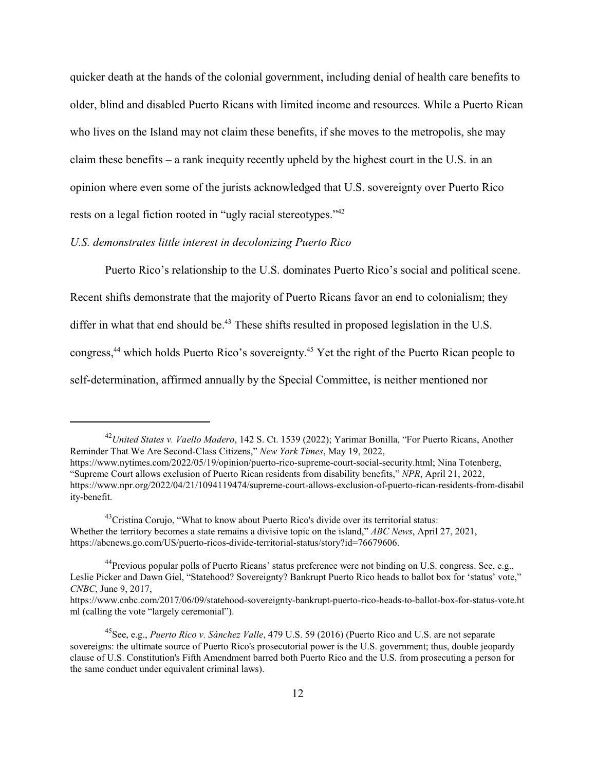quicker death at the hands of the colonial government, including denial of health care benefits to older, blind and disabled Puerto Ricans with limited income and resources. While a Puerto Rican who lives on the Island may not claim these benefits, if she moves to the metropolis, she may claim these benefits – a rank inequity recently upheld by the highest court in the U.S. in an opinion where even some of the jurists acknowledged that U.S. sovereignty over Puerto Rico rests on a legal fiction rooted in "ugly racial stereotypes."[42]

*U.S. demonstrates little interest in decolonizing Puerto Rico*

Puerto Rico's relationship to the U.S. dominates Puerto Rico's social and political scene. Recent shifts demonstrate that the majority of Puerto Ricans favor an end to colonialism; they differ in what that end should be.[43] These shifts resulted in proposed legislation in the U.S. congress,[44] which holds Puerto Rico's sovereignty.[45] Yet the right of the Puerto Rican people to self-determination, affirmed annually by the Special Committee, is neither mentioned nor

---

[42] *United States v. Vaello Madero*, 142 S. Ct. 1539 (2022); Yarimar Bonilla, "For Puerto Ricans, Another Reminder That We Are Second-Class Citizens," *New York Times*, May 19, 2022, https://www.nytimes.com/2022/05/19/opinion/puerto-rico-supreme-court-social-security.html; Nina Totenberg, "Supreme Court allows exclusion of Puerto Rican residents from disability benefits," *NPR*, April 21, 2022, https://www.npr.org/2022/04/21/1094119474/supreme-court-allows-exclusion-of-puerto-rican-residents-from-disability-benefit.

[43] Cristina Corujo, "What to know about Puerto Rico's divide over its territorial status: Whether the territory becomes a state remains a divisive topic on the island," *ABC News*, April 27, 2021, https://abcnews.go.com/US/puerto-ricos-divide-territorial-status/story?id=76679606.

[44] Previous popular polls of Puerto Ricans' status preference were not binding on U.S. congress. See, e.g., Leslie Picker and Dawn Giel, "Statehood? Sovereignty? Bankrupt Puerto Rico heads to ballot box for 'status' vote," *CNBC*, June 9, 2017, https://www.cnbc.com/2017/06/09/statehood-sovereignty-bankrupt-puerto-rico-heads-to-ballot-box-for-status-vote.html (calling the vote "largely ceremonial").

[45] See, e.g., *Puerto Rico v. Sánchez Valle*, 479 U.S. 59 (2016) (Puerto Rico and U.S. are not separate sovereigns: the ultimate source of Puerto Rico's prosecutorial power is the U.S. government; thus, double jeopardy clause of U.S. Constitution's Fifth Amendment barred both Puerto Rico and the U.S. from prosecuting a person for the same conduct under equivalent criminal laws).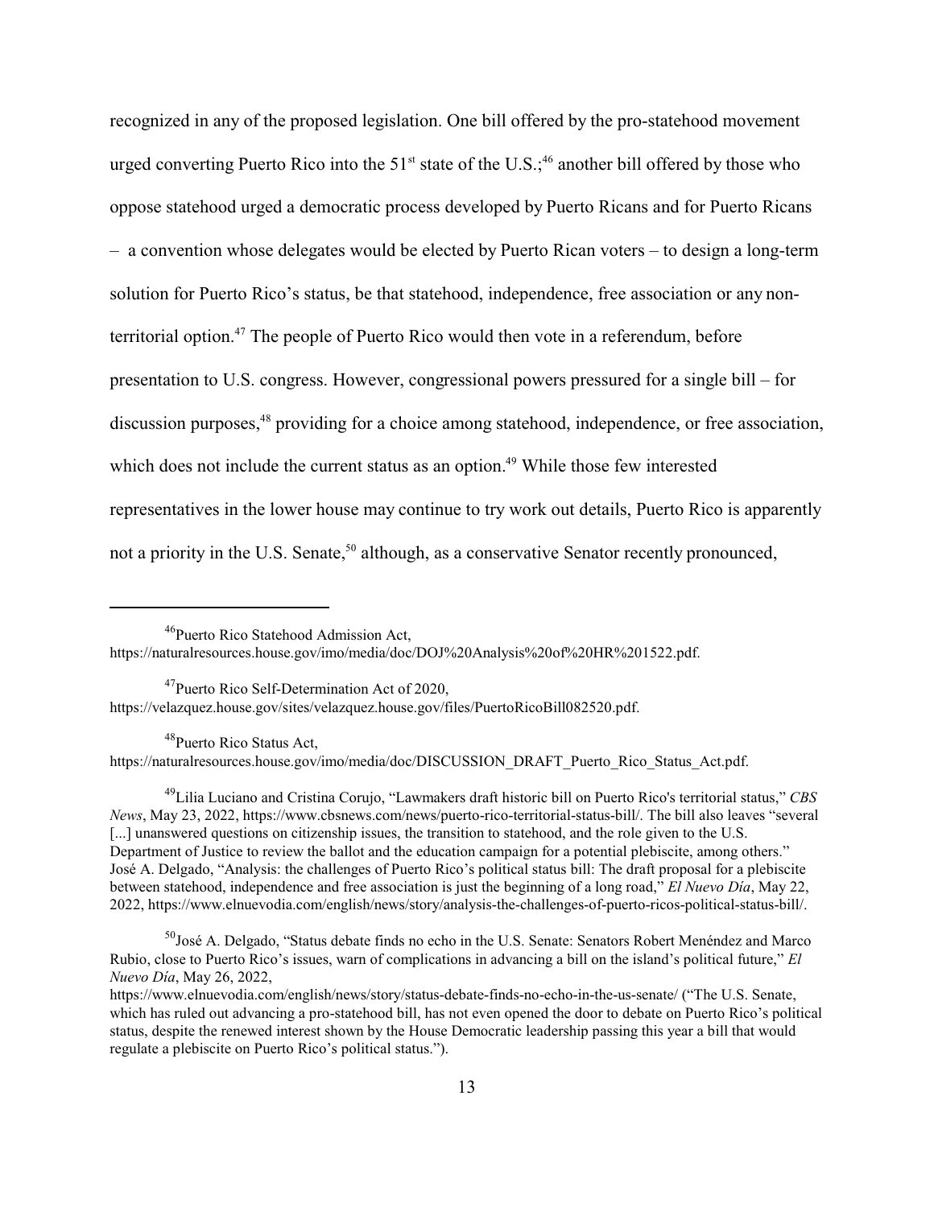recognized in any of the proposed legislation. One bill offered by the pro-statehood movement urged converting Puerto Rico into the 51st state of the U.S.;[46] another bill offered by those who oppose statehood urged a democratic process developed by Puerto Ricans and for Puerto Ricans – a convention whose delegates would be elected by Puerto Rican voters – to design a long-term solution for Puerto Rico's status, be that statehood, independence, free association or any non-territorial option.[47] The people of Puerto Rico would then vote in a referendum, before presentation to U.S. congress. However, congressional powers pressured for a single bill – for discussion purposes,[48] providing for a choice among statehood, independence, or free association, which does not include the current status as an option.[49] While those few interested representatives in the lower house may continue to try work out details, Puerto Rico is apparently not a priority in the U.S. Senate,[50] although, as a conservative Senator recently pronounced,

---

[46] Puerto Rico Statehood Admission Act, https://naturalresources.house.gov/imo/media/doc/DOJ%20Analysis%20of%20HR%201522.pdf.

[47] Puerto Rico Self-Determination Act of 2020, https://velazquez.house.gov/sites/velazquez.house.gov/files/PuertoRicoBill082520.pdf.

[48] Puerto Rico Status Act, https://naturalresources.house.gov/imo/media/doc/DISCUSSION_DRAFT_Puerto_Rico_Status_Act.pdf.

[49] Lilia Luciano and Cristina Corujo, "Lawmakers draft historic bill on Puerto Rico's territorial status," *CBS News*, May 23, 2022, https://www.cbsnews.com/news/puerto-rico-territorial-status-bill/. The bill also leaves "several [...] unanswered questions on citizenship issues, the transition to statehood, and the role given to the U.S. Department of Justice to review the ballot and the education campaign for a potential plebiscite, among others." José A. Delgado, "Analysis: the challenges of Puerto Rico's political status bill: The draft proposal for a plebiscite between statehood, independence and free association is just the beginning of a long road," *El Nuevo Día*, May 22, 2022, https://www.elnuevodia.com/english/news/story/analysis-the-challenges-of-puerto-ricos-political-status-bill/.

[50] José A. Delgado, "Status debate finds no echo in the U.S. Senate: Senators Robert Menéndez and Marco Rubio, close to Puerto Rico's issues, warn of complications in advancing a bill on the island's political future," *El Nuevo Día*, May 26, 2022, https://www.elnuevodia.com/english/news/story/status-debate-finds-no-echo-in-the-us-senate/ ("The U.S. Senate, which has ruled out advancing a pro-statehood bill, has not even opened the door to debate on Puerto Rico's political status, despite the renewed interest shown by the House Democratic leadership passing this year a bill that would regulate a plebiscite on Puerto Rico's political status.").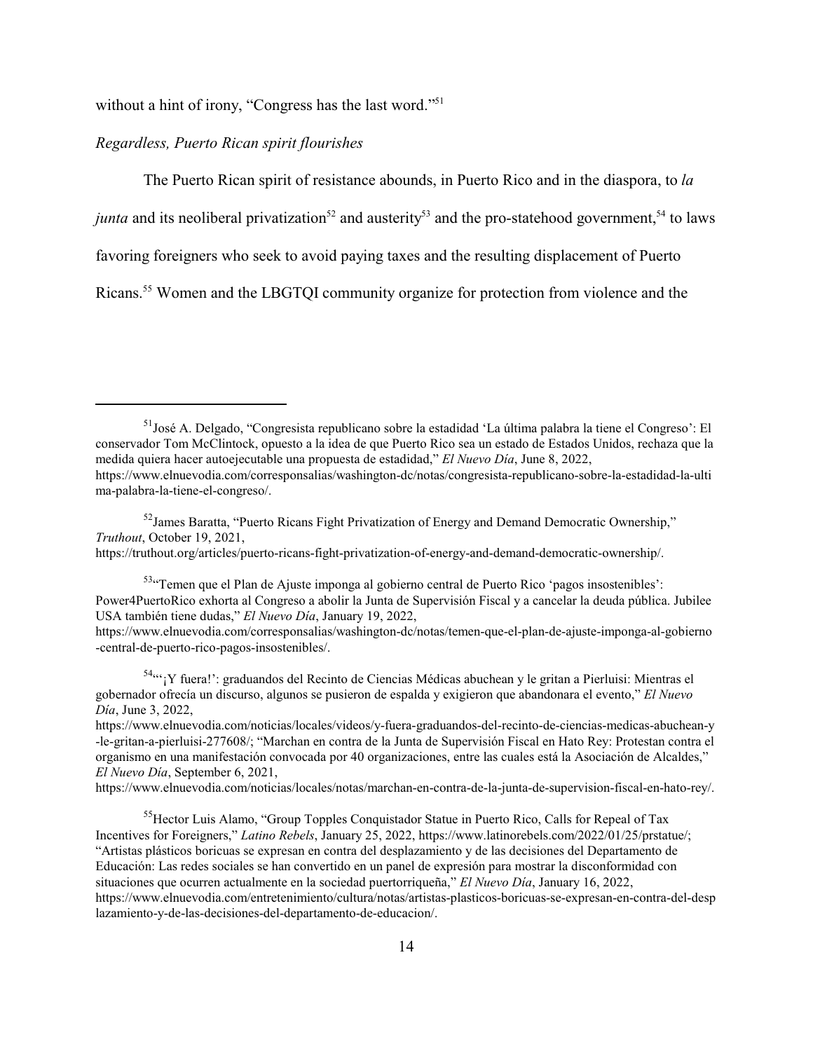without a hint of irony, "Congress has the last word."[51]

*Regardless, Puerto Rican spirit flourishes*

The Puerto Rican spirit of resistance abounds, in Puerto Rico and in the diaspora, to *la junta* and its neoliberal privatization[52] and austerity[53] and the pro-statehood government,[54] to laws favoring foreigners who seek to avoid paying taxes and the resulting displacement of Puerto Ricans.[55] Women and the LBGTQI community organize for protection from violence and the

---

[51] José A. Delgado, "Congresista republicano sobre la estadidad 'La última palabra la tiene el Congreso': El conservador Tom McClintock, opuesto a la idea de que Puerto Rico sea un estado de Estados Unidos, rechaza que la medida quiera hacer autoejecutable una propuesta de estadidad," *El Nuevo Día*, June 8, 2022, https://www.elnuevodia.com/corresponsalias/washington-dc/notas/congresista-republicano-sobre-la-estadidad-la-ultima-palabra-la-tiene-el-congreso/.

[52] James Baratta, "Puerto Ricans Fight Privatization of Energy and Demand Democratic Ownership," *Truthout*, October 19, 2021, https://truthout.org/articles/puerto-ricans-fight-privatization-of-energy-and-demand-democratic-ownership/.

[53] "Temen que el Plan de Ajuste imponga al gobierno central de Puerto Rico 'pagos insostenibles': Power4PuertoRico exhorta al Congreso a abolir la Junta de Supervisión Fiscal y a cancelar la deuda pública. Jubilee USA también tiene dudas," *El Nuevo Día*, January 19, 2022, https://www.elnuevodia.com/corresponsalias/washington-dc/notas/temen-que-el-plan-de-ajuste-imponga-al-gobierno-central-de-puerto-rico-pagos-insostenibles/.

[54] "'¡Y fuera!': graduandos del Recinto de Ciencias Médicas abuchean y le gritan a Pierluisi: Mientras el gobernador ofrecía un discurso, algunos se pusieron de espalda y exigieron que abandonara el evento," *El Nuevo Día*, June 3, 2022, https://www.elnuevodia.com/noticias/locales/videos/y-fuera-graduandos-del-recinto-de-ciencias-medicas-abuchean-y-le-gritan-a-pierluisi-277608/; "Marchan en contra de la Junta de Supervisión Fiscal en Hato Rey: Protestan contra el organismo en una manifestación convocada por 40 organizaciones, entre las cuales está la Asociación de Alcaldes," *El Nuevo Día*, September 6, 2021, https://www.elnuevodia.com/noticias/locales/notas/marchan-en-contra-de-la-junta-de-supervision-fiscal-en-hato-rey/.

[55] Hector Luis Alamo, "Group Topples Conquistador Statue in Puerto Rico, Calls for Repeal of Tax Incentives for Foreigners," *Latino Rebels*, January 25, 2022, https://www.latinorebels.com/2022/01/25/prstatue/; "Artistas plásticos boricuas se expresan en contra del desplazamiento y de las decisiones del Departamento de Educación: Las redes sociales se han convertido en un panel de expresión para mostrar la disconformidad con situaciones que ocurren actualmente en la sociedad puertorriqueña," *El Nuevo Día*, January 16, 2022, https://www.elnuevodia.com/entretenimiento/cultura/notas/artistas-plasticos-boricuas-se-expresan-en-contra-del-desplazamiento-y-de-las-decisiones-del-departamento-de-educacion/.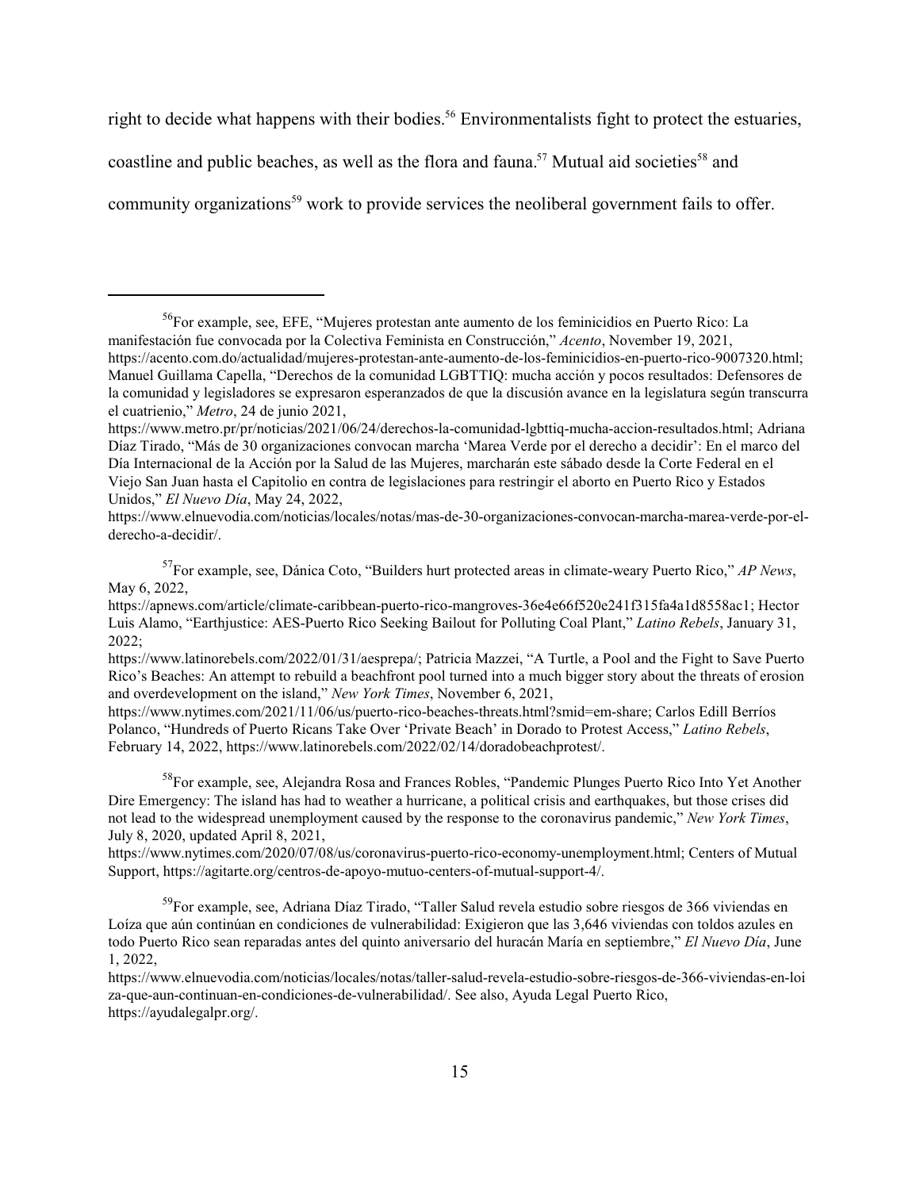right to decide what happens with their bodies.[56] Environmentalists fight to protect the estuaries, coastline and public beaches, as well as the flora and fauna.[57] Mutual aid societies[58] and community organizations[59] work to provide services the neoliberal government fails to offer.

---

[56] For example, see, EFE, "Mujeres protestan ante aumento de los feminicidios en Puerto Rico: La manifestación fue convocada por la Colectiva Feminista en Construcción," *Acento*, November 19, 2021, https://acento.com.do/actualidad/mujeres-protestan-ante-aumento-de-los-feminicidios-en-puerto-rico-9007320.html; Manuel Guillama Capella, "Derechos de la comunidad LGBTTIQ: mucha acción y pocos resultados: Defensores de la comunidad y legisladores se expresaron esperanzados de que la discusión avance en la legislatura según transcurra el cuatrienio," *Metro*, 24 de junio 2021, https://www.metro.pr/pr/noticias/2021/06/24/derechos-la-comunidad-lgbttiq-mucha-accion-resultados.html; Adriana Díaz Tirado, "Más de 30 organizaciones convocan marcha 'Marea Verde por el derecho a decidir': En el marco del Día Internacional de la Acción por la Salud de las Mujeres, marcharán este sábado desde la Corte Federal en el Viejo San Juan hasta el Capitolio en contra de legislaciones para restringir el aborto en Puerto Rico y Estados Unidos," *El Nuevo Día*, May 24, 2022, https://www.elnuevodia.com/noticias/locales/notas/mas-de-30-organizaciones-convocan-marcha-marea-verde-por-el-derecho-a-decidir/.

[57] For example, see, Dánica Coto, "Builders hurt protected areas in climate-weary Puerto Rico," *AP News*, May 6, 2022, https://apnews.com/article/climate-caribbean-puerto-rico-mangroves-36e4e66f520e241f315fa4a1d8558ac1; Hector Luis Alamo, "Earthjustice: AES-Puerto Rico Seeking Bailout for Polluting Coal Plant," *Latino Rebels*, January 31, 2022; https://www.latinorebels.com/2022/01/31/aesprepa/; Patricia Mazzei, "A Turtle, a Pool and the Fight to Save Puerto Rico's Beaches: An attempt to rebuild a beachfront pool turned into a much bigger story about the threats of erosion and overdevelopment on the island," *New York Times*, November 6, 2021, https://www.nytimes.com/2021/11/06/us/puerto-rico-beaches-threats.html?smid=em-share; Carlos Edill Berríos Polanco, "Hundreds of Puerto Ricans Take Over 'Private Beach' in Dorado to Protest Access," *Latino Rebels*, February 14, 2022, https://www.latinorebels.com/2022/02/14/doradobeachprotest/.

[58] For example, see, Alejandra Rosa and Frances Robles, "Pandemic Plunges Puerto Rico Into Yet Another Dire Emergency: The island has had to weather a hurricane, a political crisis and earthquakes, but those crises did not lead to the widespread unemployment caused by the response to the coronavirus pandemic," *New York Times*, July 8, 2020, updated April 8, 2021, https://www.nytimes.com/2020/07/08/us/coronavirus-puerto-rico-economy-unemployment.html; Centers of Mutual Support, https://agitarte.org/centros-de-apoyo-mutuo-centers-of-mutual-support-4/.

[59] For example, see, Adriana Díaz Tirado, "Taller Salud revela estudio sobre riesgos de 366 viviendas en Loíza que aún continúan en condiciones de vulnerabilidad: Exigieron que las 3,646 viviendas con toldos azules en todo Puerto Rico sean reparadas antes del quinto aniversario del huracán María en septiembre," *El Nuevo Día*, June 1, 2022, https://www.elnuevodia.com/noticias/locales/notas/taller-salud-revela-estudio-sobre-riesgos-de-366-viviendas-en-loiza-que-aun-continuan-en-condiciones-de-vulnerabilidad/. See also, Ayuda Legal Puerto Rico, https://ayudalegalpr.org/.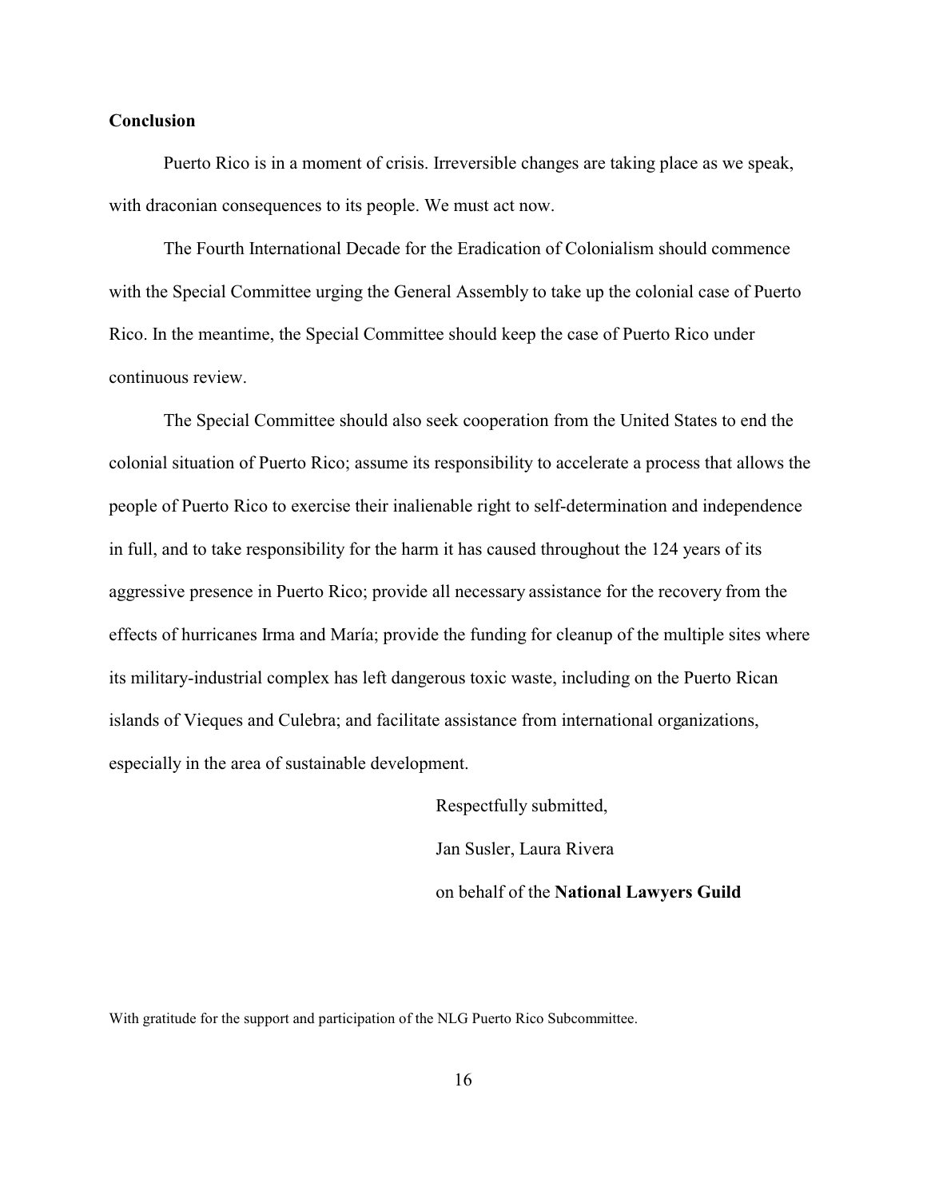**Conclusion**

Puerto Rico is in a moment of crisis. Irreversible changes are taking place as we speak, with draconian consequences to its people. We must act now.

The Fourth International Decade for the Eradication of Colonialism should commence with the Special Committee urging the General Assembly to take up the colonial case of Puerto Rico. In the meantime, the Special Committee should keep the case of Puerto Rico under continuous review.

The Special Committee should also seek cooperation from the United States to end the colonial situation of Puerto Rico; assume its responsibility to accelerate a process that allows the people of Puerto Rico to exercise their inalienable right to self-determination and independence in full, and to take responsibility for the harm it has caused throughout the 124 years of its aggressive presence in Puerto Rico; provide all necessary assistance for the recovery from the effects of hurricanes Irma and María; provide the funding for cleanup of the multiple sites where its military-industrial complex has left dangerous toxic waste, including on the Puerto Rican islands of Vieques and Culebra; and facilitate assistance from international organizations, especially in the area of sustainable development.

Respectfully submitted,

Jan Susler, Laura Rivera

on behalf of the **National Lawyers Guild**

With gratitude for the support and participation of the NLG Puerto Rico Subcommittee.